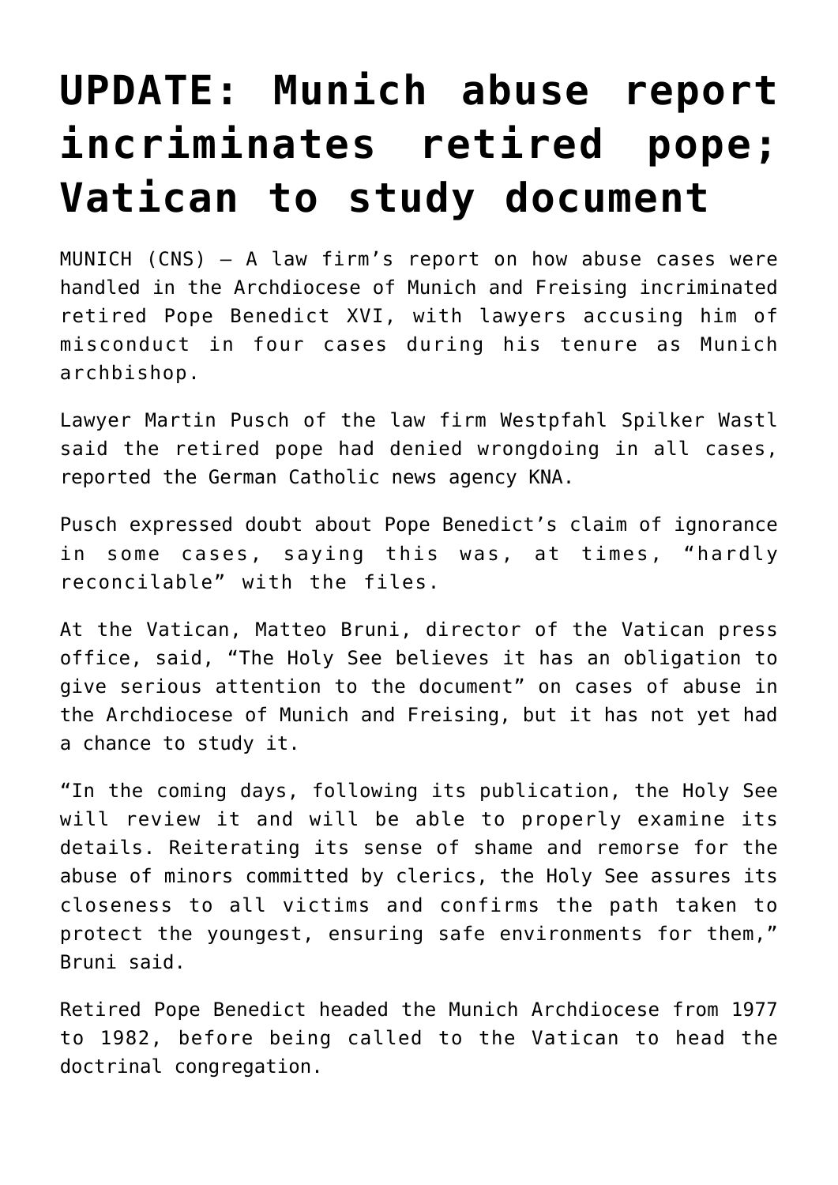# UPDATE: Munich abuse report incriminates retired pope; Vatican to study document

MUNICH (CNS) — A law firm's report on how abuse cases were handled in the Archdiocese of Munich and Freising incriminated retired Pope Benedict XVI, with lawyers accusing him of misconduct in four cases during his tenure as Munich archbishop.

Lawyer Martin Pusch of the law firm Westpfahl Spilker Wastl said the retired pope had denied wrongdoing in all cases, reported the German Catholic news agency KNA.

Pusch expressed doubt about Pope Benedict's claim of ignorance in some cases, saying this was, at times, "hardly reconcilable" with the files.

At the Vatican, Matteo Bruni, director of the Vatican press office, said, "The Holy See believes it has an obligation to give serious attention to the document" on cases of abuse in the Archdiocese of Munich and Freising, but it has not yet had a chance to study it.

"In the coming days, following its publication, the Holy See will review it and will be able to properly examine its details. Reiterating its sense of shame and remorse for the abuse of minors committed by clerics, the Holy See assures its closeness to all victims and confirms the path taken to protect the youngest, ensuring safe environments for them," Bruni said.

Retired Pope Benedict headed the Munich Archdiocese from 1977 to 1982, before being called to the Vatican to head the doctrinal congregation.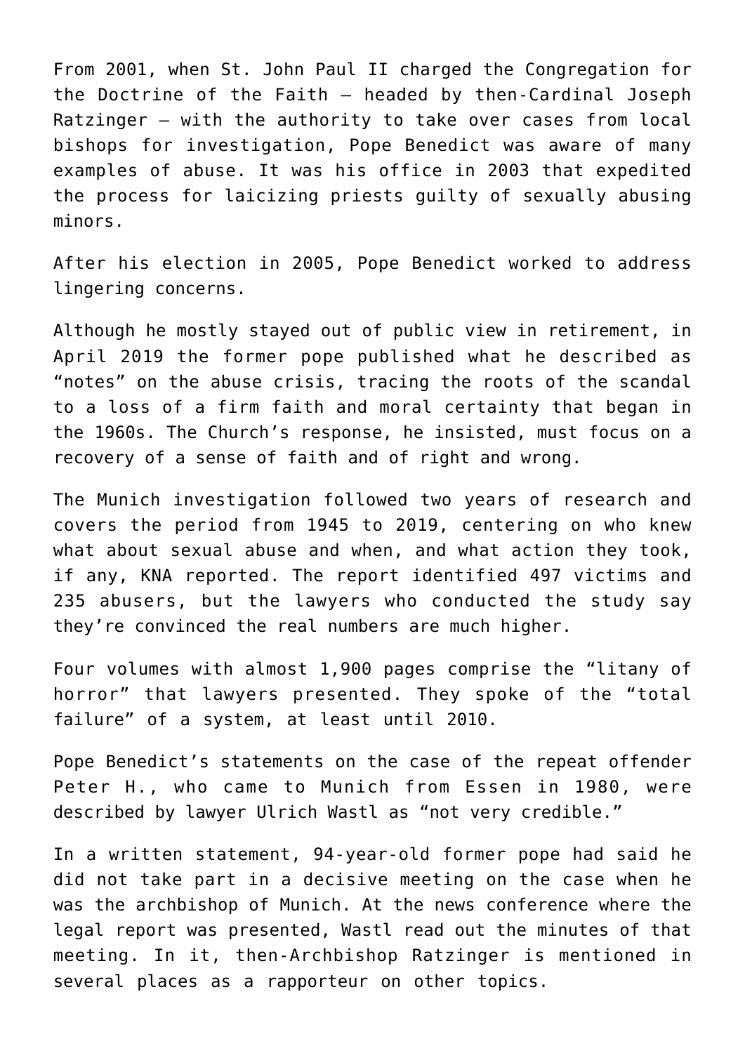From 2001, when St. John Paul II charged the Congregation for the Doctrine of the Faith — headed by then-Cardinal Joseph Ratzinger — with the authority to take over cases from local bishops for investigation, Pope Benedict was aware of many examples of abuse. It was his office in 2003 that expedited the process for laicizing priests guilty of sexually abusing minors.

After his election in 2005, Pope Benedict worked to address lingering concerns.

Although he mostly stayed out of public view in retirement, in April 2019 the former pope published what he described as "notes" on the abuse crisis, tracing the roots of the scandal to a loss of a firm faith and moral certainty that began in the 1960s. The Church's response, he insisted, must focus on a recovery of a sense of faith and of right and wrong.

The Munich investigation followed two years of research and covers the period from 1945 to 2019, centering on who knew what about sexual abuse and when, and what action they took, if any, KNA reported. The report identified 497 victims and 235 abusers, but the lawyers who conducted the study say they're convinced the real numbers are much higher.

Four volumes with almost 1,900 pages comprise the "litany of horror" that lawyers presented. They spoke of the "total failure" of a system, at least until 2010.

Pope Benedict's statements on the case of the repeat offender Peter H., who came to Munich from Essen in 1980, were described by lawyer Ulrich Wastl as "not very credible."

In a written statement, 94-year-old former pope had said he did not take part in a decisive meeting on the case when he was the archbishop of Munich. At the news conference where the legal report was presented, Wastl read out the minutes of that meeting. In it, then-Archbishop Ratzinger is mentioned in several places as a rapporteur on other topics.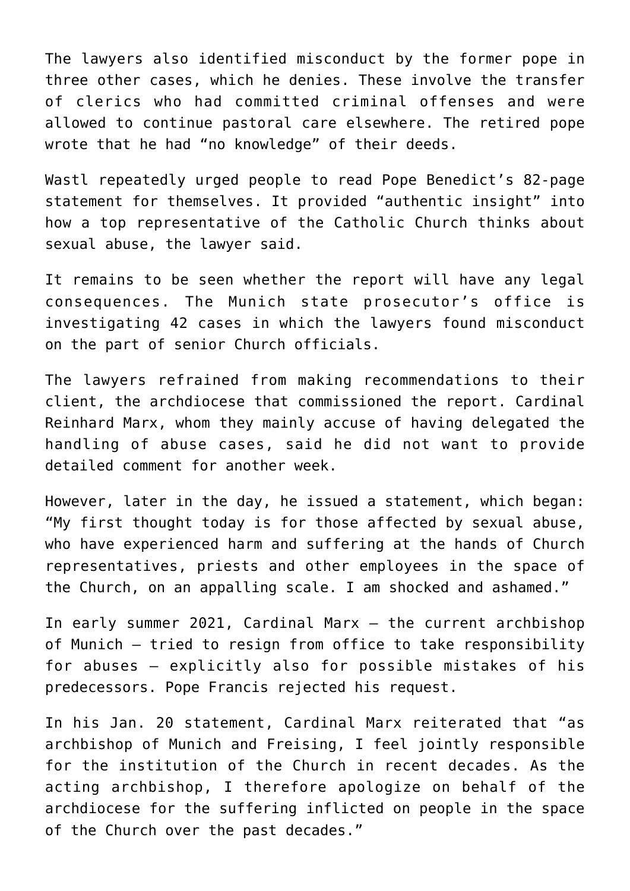The lawyers also identified misconduct by the former pope in three other cases, which he denies. These involve the transfer of clerics who had committed criminal offenses and were allowed to continue pastoral care elsewhere. The retired pope wrote that he had “no knowledge” of their deeds.

Wastl repeatedly urged people to read Pope Benedict’s 82-page statement for themselves. It provided “authentic insight” into how a top representative of the Catholic Church thinks about sexual abuse, the lawyer said.

It remains to be seen whether the report will have any legal consequences. The Munich state prosecutor’s office is investigating 42 cases in which the lawyers found misconduct on the part of senior Church officials.

The lawyers refrained from making recommendations to their client, the archdiocese that commissioned the report. Cardinal Reinhard Marx, whom they mainly accuse of having delegated the handling of abuse cases, said he did not want to provide detailed comment for another week.

However, later in the day, he issued a statement, which began: “My first thought today is for those affected by sexual abuse, who have experienced harm and suffering at the hands of Church representatives, priests and other employees in the space of the Church, on an appalling scale. I am shocked and ashamed.”

In early summer 2021, Cardinal Marx — the current archbishop of Munich — tried to resign from office to take responsibility for abuses — explicitly also for possible mistakes of his predecessors. Pope Francis rejected his request.

In his Jan. 20 statement, Cardinal Marx reiterated that “as archbishop of Munich and Freising, I feel jointly responsible for the institution of the Church in recent decades. As the acting archbishop, I therefore apologize on behalf of the archdiocese for the suffering inflicted on people in the space of the Church over the past decades.”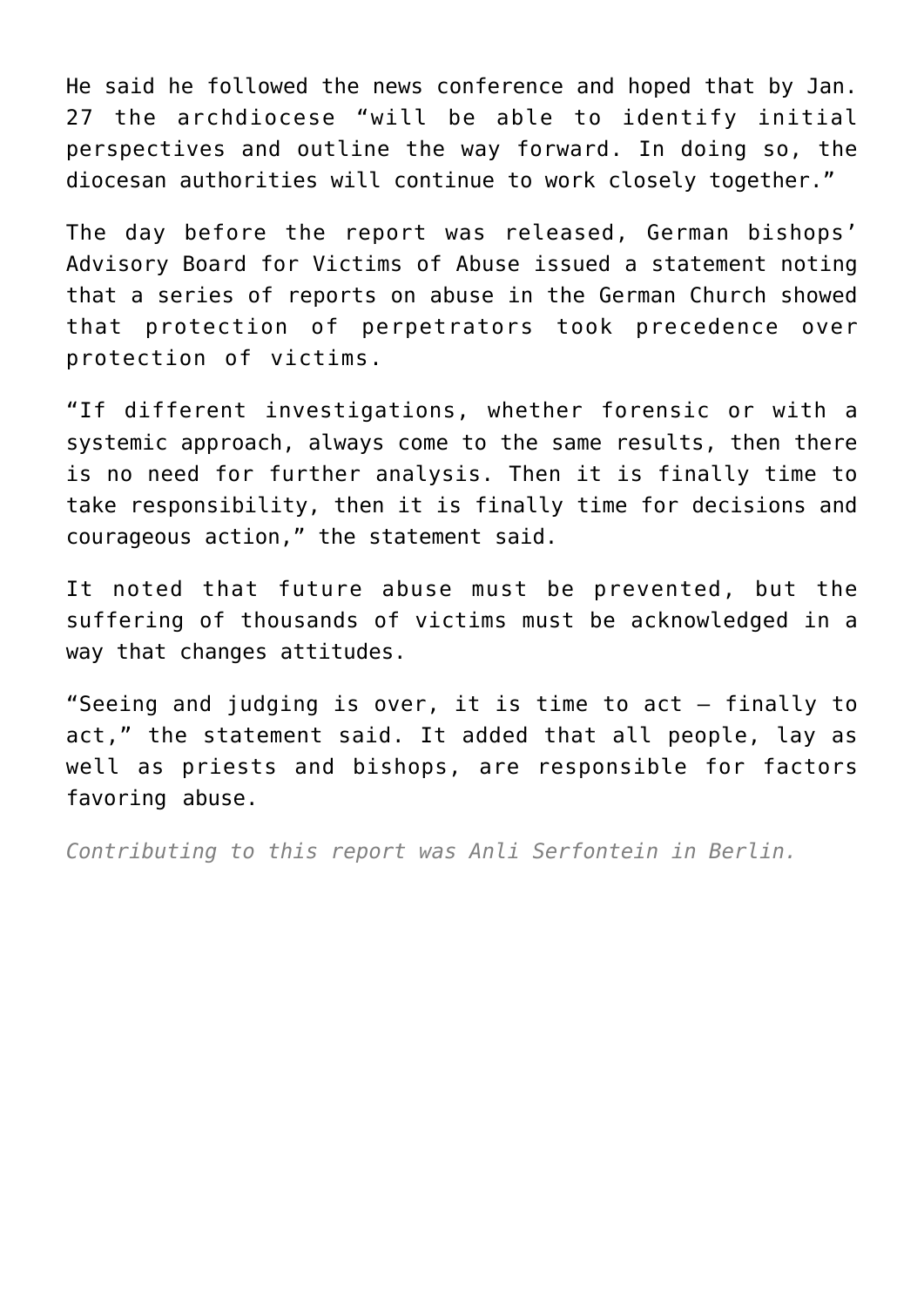He said he followed the news conference and hoped that by Jan. 27 the archdiocese "will be able to identify initial perspectives and outline the way forward. In doing so, the diocesan authorities will continue to work closely together."

The day before the report was released, German bishops' Advisory Board for Victims of Abuse issued a statement noting that a series of reports on abuse in the German Church showed that protection of perpetrators took precedence over protection of victims.

"If different investigations, whether forensic or with a systemic approach, always come to the same results, then there is no need for further analysis. Then it is finally time to take responsibility, then it is finally time for decisions and courageous action," the statement said.

It noted that future abuse must be prevented, but the suffering of thousands of victims must be acknowledged in a way that changes attitudes.

"Seeing and judging is over, it is time to act – finally to act," the statement said. It added that all people, lay as well as priests and bishops, are responsible for factors favoring abuse.

*Contributing to this report was Anli Serfontein in Berlin.*